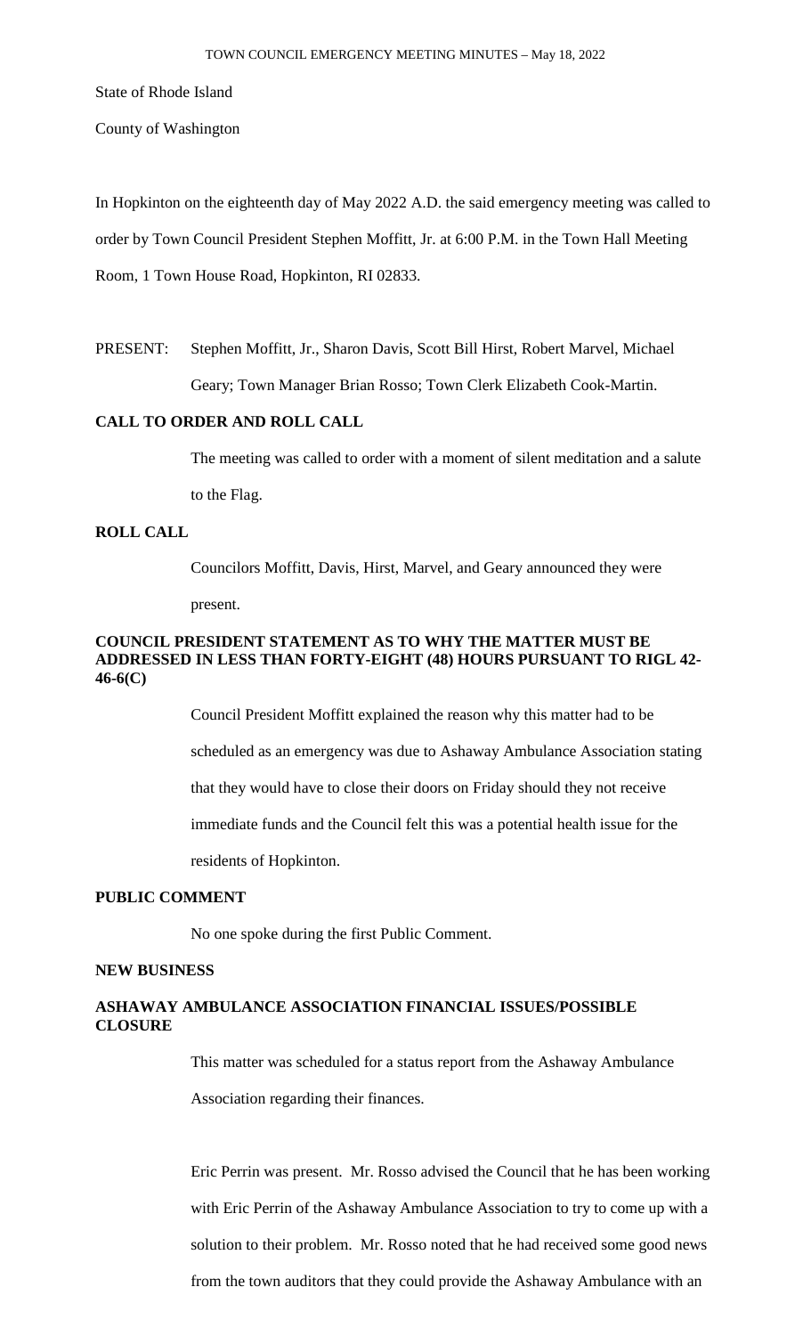State of Rhode Island

County of Washington

In Hopkinton on the eighteenth day of May 2022 A.D. the said emergency meeting was called to order by Town Council President Stephen Moffitt, Jr. at 6:00 P.M. in the Town Hall Meeting Room, 1 Town House Road, Hopkinton, RI 02833.

PRESENT: Stephen Moffitt, Jr., Sharon Davis, Scott Bill Hirst, Robert Marvel, Michael Geary; Town Manager Brian Rosso; Town Clerk Elizabeth Cook-Martin.

**CALL TO ORDER AND ROLL CALL**

The meeting was called to order with a moment of silent meditation and a salute to the Flag.

**ROLL CALL**

Councilors Moffitt, Davis, Hirst, Marvel, and Geary announced they were present.

**COUNCIL PRESIDENT STATEMENT AS TO WHY THE MATTER MUST BE ADDRESSED IN LESS THAN FORTY-EIGHT (48) HOURS PURSUANT TO RIGL 42-46-6(C)**

Council President Moffitt explained the reason why this matter had to be scheduled as an emergency was due to Ashaway Ambulance Association stating that they would have to close their doors on Friday should they not receive immediate funds and the Council felt this was a potential health issue for the residents of Hopkinton.

**PUBLIC COMMENT**

No one spoke during the first Public Comment.

**NEW BUSINESS**

**ASHAWAY AMBULANCE ASSOCIATION FINANCIAL ISSUES/POSSIBLE CLOSURE**

This matter was scheduled for a status report from the Ashaway Ambulance Association regarding their finances.

Eric Perrin was present. Mr. Rosso advised the Council that he has been working with Eric Perrin of the Ashaway Ambulance Association to try to come up with a solution to their problem. Mr. Rosso noted that he had received some good news from the town auditors that they could provide the Ashaway Ambulance with an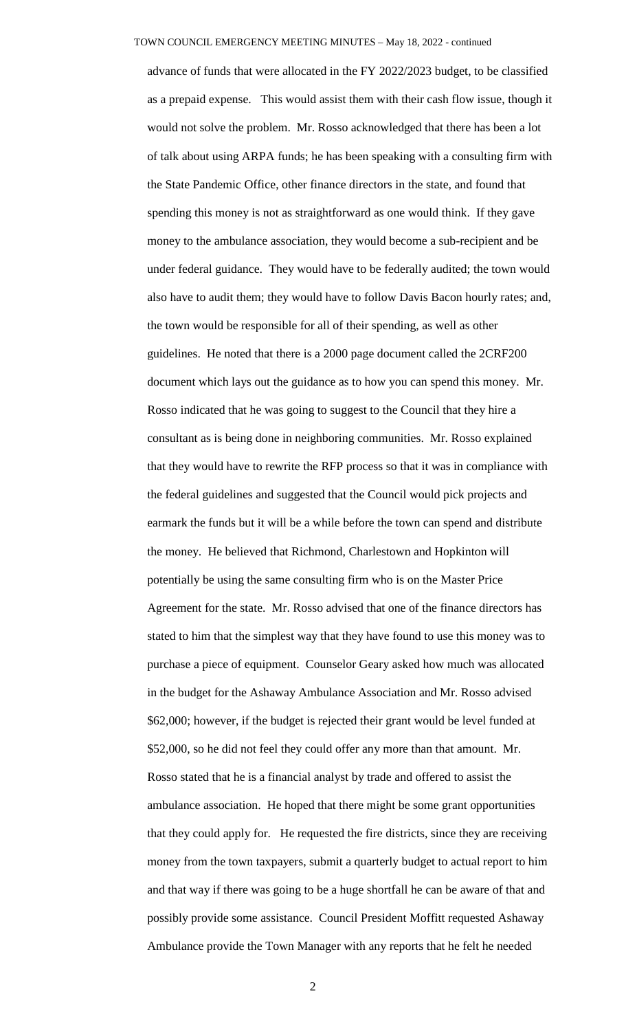advance of funds that were allocated in the FY 2022/2023 budget, to be classified as a prepaid expense. This would assist them with their cash flow issue, though it would not solve the problem. Mr. Rosso acknowledged that there has been a lot of talk about using ARPA funds; he has been speaking with a consulting firm with the State Pandemic Office, other finance directors in the state, and found that spending this money is not as straightforward as one would think. If they gave money to the ambulance association, they would become a sub-recipient and be under federal guidance. They would have to be federally audited; the town would also have to audit them; they would have to follow Davis Bacon hourly rates; and, the town would be responsible for all of their spending, as well as other guidelines. He noted that there is a 2000 page document called the 2CRF200 document which lays out the guidance as to how you can spend this money. Mr. Rosso indicated that he was going to suggest to the Council that they hire a consultant as is being done in neighboring communities. Mr. Rosso explained that they would have to rewrite the RFP process so that it was in compliance with the federal guidelines and suggested that the Council would pick projects and earmark the funds but it will be a while before the town can spend and distribute the money. He believed that Richmond, Charlestown and Hopkinton will potentially be using the same consulting firm who is on the Master Price Agreement for the state. Mr. Rosso advised that one of the finance directors has stated to him that the simplest way that they have found to use this money was to purchase a piece of equipment. Counselor Geary asked how much was allocated in the budget for the Ashaway Ambulance Association and Mr. Rosso advised $62,000; however, if the budget is rejected their grant would be level funded at $52,000, so he did not feel they could offer any more than that amount. Mr. Rosso stated that he is a financial analyst by trade and offered to assist the ambulance association. He hoped that there might be some grant opportunities that they could apply for. He requested the fire districts, since they are receiving money from the town taxpayers, submit a quarterly budget to actual report to him and that way if there was going to be a huge shortfall he can be aware of that and possibly provide some assistance. Council President Moffitt requested Ashaway Ambulance provide the Town Manager with any reports that he felt he needed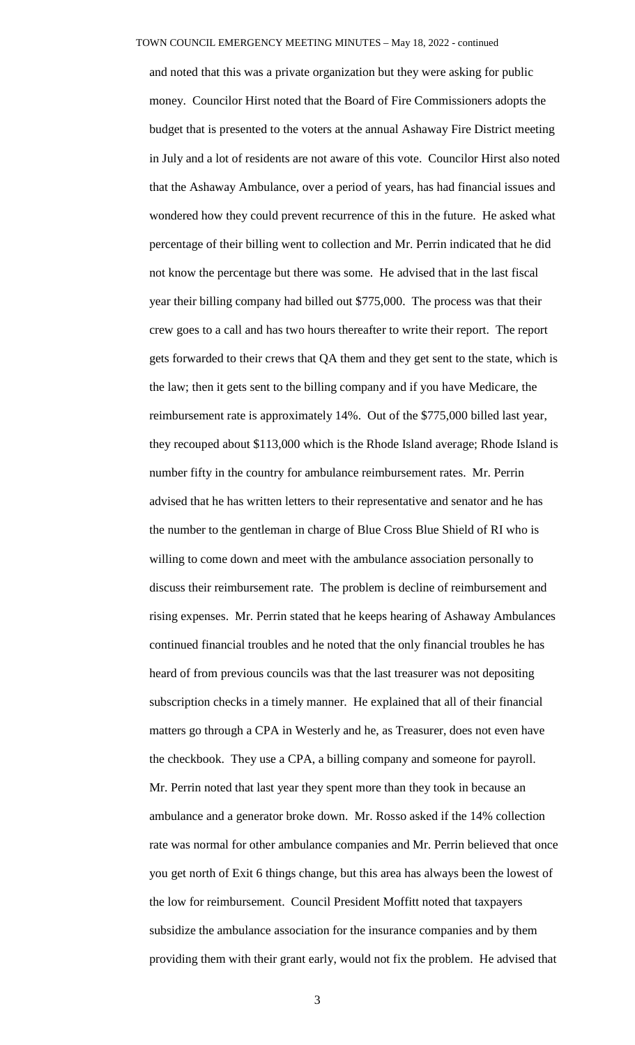and noted that this was a private organization but they were asking for public money. Councilor Hirst noted that the Board of Fire Commissioners adopts the budget that is presented to the voters at the annual Ashaway Fire District meeting in July and a lot of residents are not aware of this vote. Councilor Hirst also noted that the Ashaway Ambulance, over a period of years, has had financial issues and wondered how they could prevent recurrence of this in the future. He asked what percentage of their billing went to collection and Mr. Perrin indicated that he did not know the percentage but there was some. He advised that in the last fiscal year their billing company had billed out $775,000. The process was that their crew goes to a call and has two hours thereafter to write their report. The report gets forwarded to their crews that QA them and they get sent to the state, which is the law; then it gets sent to the billing company and if you have Medicare, the reimbursement rate is approximately 14%. Out of the $775,000 billed last year, they recouped about $113,000 which is the Rhode Island average; Rhode Island is number fifty in the country for ambulance reimbursement rates. Mr. Perrin advised that he has written letters to their representative and senator and he has the number to the gentleman in charge of Blue Cross Blue Shield of RI who is willing to come down and meet with the ambulance association personally to discuss their reimbursement rate. The problem is decline of reimbursement and rising expenses. Mr. Perrin stated that he keeps hearing of Ashaway Ambulances continued financial troubles and he noted that the only financial troubles he has heard of from previous councils was that the last treasurer was not depositing subscription checks in a timely manner. He explained that all of their financial matters go through a CPA in Westerly and he, as Treasurer, does not even have the checkbook. They use a CPA, a billing company and someone for payroll. Mr. Perrin noted that last year they spent more than they took in because an ambulance and a generator broke down. Mr. Rosso asked if the 14% collection rate was normal for other ambulance companies and Mr. Perrin believed that once you get north of Exit 6 things change, but this area has always been the lowest of the low for reimbursement. Council President Moffitt noted that taxpayers subsidize the ambulance association for the insurance companies and by them providing them with their grant early, would not fix the problem. He advised that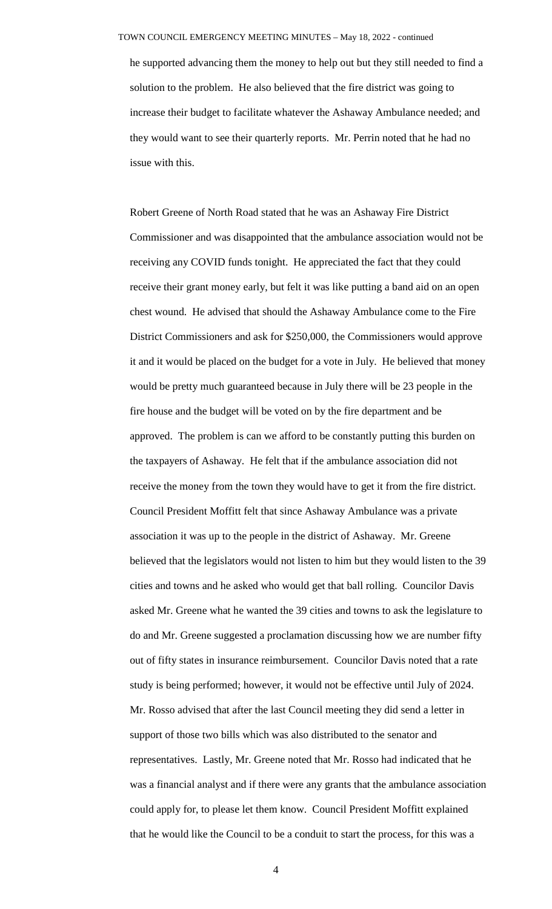he supported advancing them the money to help out but they still needed to find a solution to the problem. He also believed that the fire district was going to increase their budget to facilitate whatever the Ashaway Ambulance needed; and they would want to see their quarterly reports. Mr. Perrin noted that he had no issue with this.

Robert Greene of North Road stated that he was an Ashaway Fire District Commissioner and was disappointed that the ambulance association would not be receiving any COVID funds tonight. He appreciated the fact that they could receive their grant money early, but felt it was like putting a band aid on an open chest wound. He advised that should the Ashaway Ambulance come to the Fire District Commissioners and ask for $250,000, the Commissioners would approve it and it would be placed on the budget for a vote in July. He believed that money would be pretty much guaranteed because in July there will be 23 people in the fire house and the budget will be voted on by the fire department and be approved. The problem is can we afford to be constantly putting this burden on the taxpayers of Ashaway. He felt that if the ambulance association did not receive the money from the town they would have to get it from the fire district. Council President Moffitt felt that since Ashaway Ambulance was a private association it was up to the people in the district of Ashaway. Mr. Greene believed that the legislators would not listen to him but they would listen to the 39 cities and towns and he asked who would get that ball rolling. Councilor Davis asked Mr. Greene what he wanted the 39 cities and towns to ask the legislature to do and Mr. Greene suggested a proclamation discussing how we are number fifty out of fifty states in insurance reimbursement. Councilor Davis noted that a rate study is being performed; however, it would not be effective until July of 2024. Mr. Rosso advised that after the last Council meeting they did send a letter in support of those two bills which was also distributed to the senator and representatives. Lastly, Mr. Greene noted that Mr. Rosso had indicated that he was a financial analyst and if there were any grants that the ambulance association could apply for, to please let them know. Council President Moffitt explained that he would like the Council to be a conduit to start the process, for this was a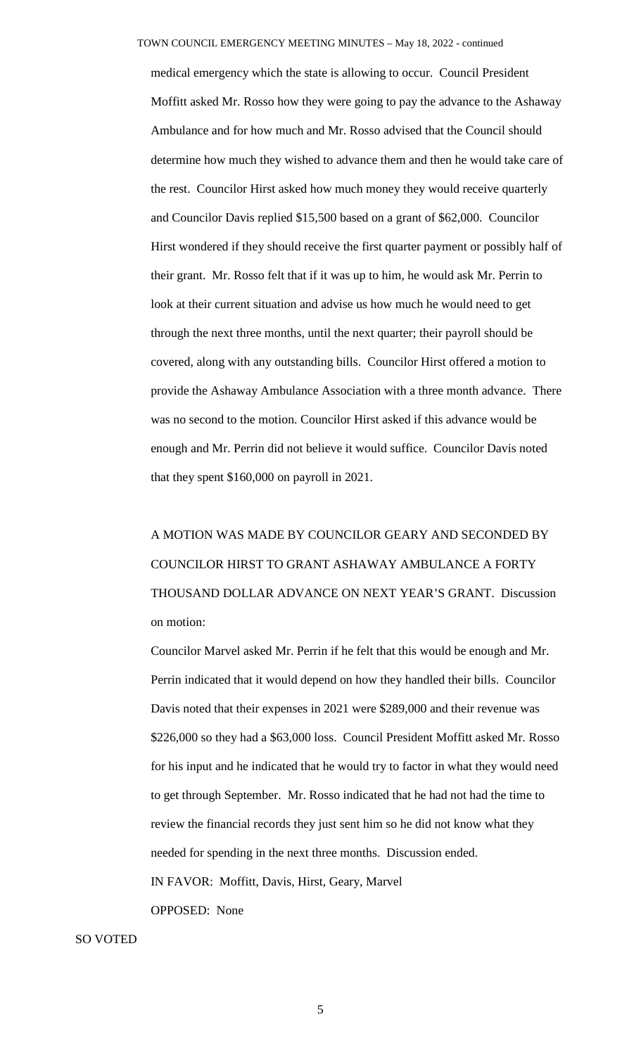medical emergency which the state is allowing to occur. Council President Moffitt asked Mr. Rosso how they were going to pay the advance to the Ashaway Ambulance and for how much and Mr. Rosso advised that the Council should determine how much they wished to advance them and then he would take care of the rest. Councilor Hirst asked how much money they would receive quarterly and Councilor Davis replied $15,500 based on a grant of $62,000. Councilor Hirst wondered if they should receive the first quarter payment or possibly half of their grant. Mr. Rosso felt that if it was up to him, he would ask Mr. Perrin to look at their current situation and advise us how much he would need to get through the next three months, until the next quarter; their payroll should be covered, along with any outstanding bills. Councilor Hirst offered a motion to provide the Ashaway Ambulance Association with a three month advance. There was no second to the motion. Councilor Hirst asked if this advance would be enough and Mr. Perrin did not believe it would suffice. Councilor Davis noted that they spent $160,000 on payroll in 2021.

A MOTION WAS MADE BY COUNCILOR GEARY AND SECONDED BY COUNCILOR HIRST TO GRANT ASHAWAY AMBULANCE A FORTY THOUSAND DOLLAR ADVANCE ON NEXT YEAR'S GRANT. Discussion on motion:

Councilor Marvel asked Mr. Perrin if he felt that this would be enough and Mr. Perrin indicated that it would depend on how they handled their bills. Councilor Davis noted that their expenses in 2021 were $289,000 and their revenue was $226,000 so they had a $63,000 loss. Council President Moffitt asked Mr. Rosso for his input and he indicated that he would try to factor in what they would need to get through September. Mr. Rosso indicated that he had not had the time to review the financial records they just sent him so he did not know what they needed for spending in the next three months. Discussion ended.

IN FAVOR: Moffitt, Davis, Hirst, Geary, Marvel

OPPOSED: None

SO VOTED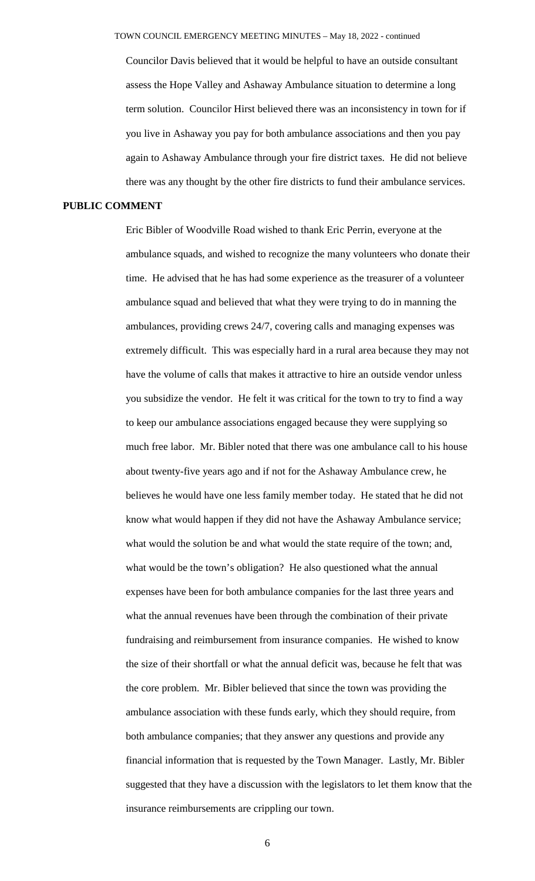Councilor Davis believed that it would be helpful to have an outside consultant assess the Hope Valley and Ashaway Ambulance situation to determine a long term solution. Councilor Hirst believed there was an inconsistency in town for if you live in Ashaway you pay for both ambulance associations and then you pay again to Ashaway Ambulance through your fire district taxes. He did not believe there was any thought by the other fire districts to fund their ambulance services.

**PUBLIC COMMENT**

Eric Bibler of Woodville Road wished to thank Eric Perrin, everyone at the ambulance squads, and wished to recognize the many volunteers who donate their time. He advised that he has had some experience as the treasurer of a volunteer ambulance squad and believed that what they were trying to do in manning the ambulances, providing crews 24/7, covering calls and managing expenses was extremely difficult. This was especially hard in a rural area because they may not have the volume of calls that makes it attractive to hire an outside vendor unless you subsidize the vendor. He felt it was critical for the town to try to find a way to keep our ambulance associations engaged because they were supplying so much free labor. Mr. Bibler noted that there was one ambulance call to his house about twenty-five years ago and if not for the Ashaway Ambulance crew, he believes he would have one less family member today. He stated that he did not know what would happen if they did not have the Ashaway Ambulance service; what would the solution be and what would the state require of the town; and, what would be the town's obligation? He also questioned what the annual expenses have been for both ambulance companies for the last three years and what the annual revenues have been through the combination of their private fundraising and reimbursement from insurance companies. He wished to know the size of their shortfall or what the annual deficit was, because he felt that was the core problem. Mr. Bibler believed that since the town was providing the ambulance association with these funds early, which they should require, from both ambulance companies; that they answer any questions and provide any financial information that is requested by the Town Manager. Lastly, Mr. Bibler suggested that they have a discussion with the legislators to let them know that the insurance reimbursements are crippling our town.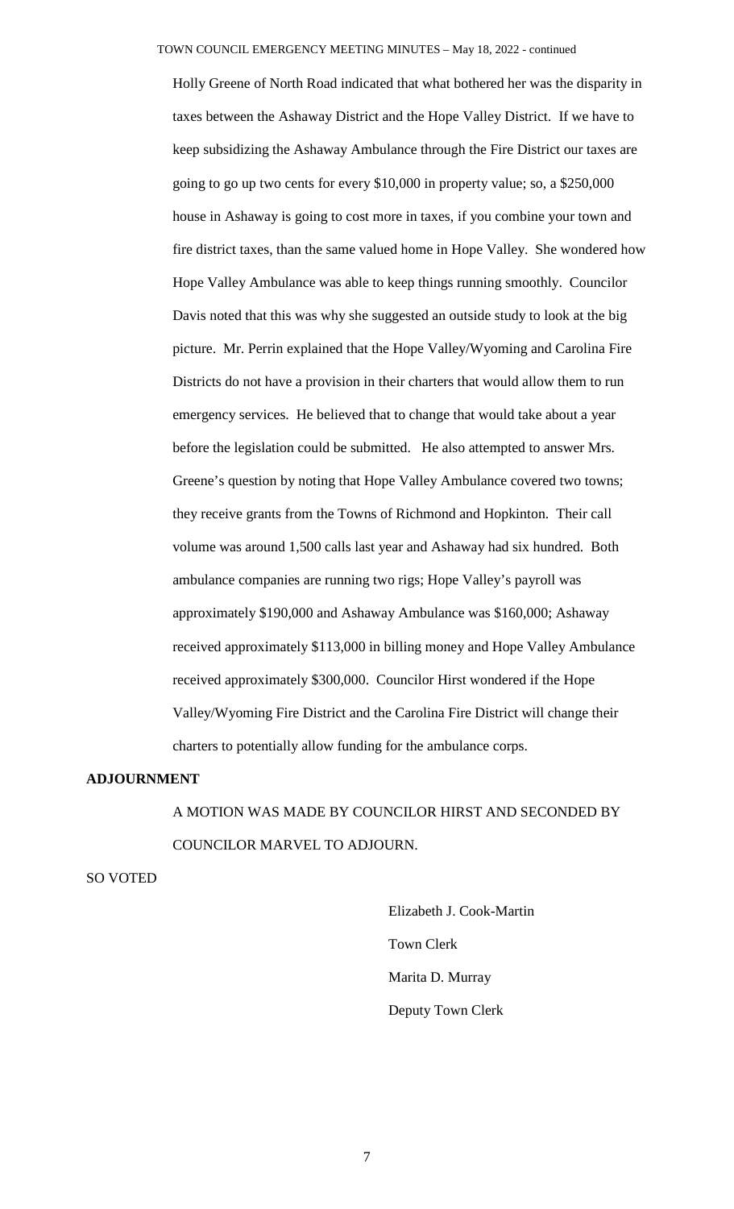Holly Greene of North Road indicated that what bothered her was the disparity in taxes between the Ashaway District and the Hope Valley District. If we have to keep subsidizing the Ashaway Ambulance through the Fire District our taxes are going to go up two cents for every $10,000 in property value; so, a $250,000 house in Ashaway is going to cost more in taxes, if you combine your town and fire district taxes, than the same valued home in Hope Valley. She wondered how Hope Valley Ambulance was able to keep things running smoothly. Councilor Davis noted that this was why she suggested an outside study to look at the big picture. Mr. Perrin explained that the Hope Valley/Wyoming and Carolina Fire Districts do not have a provision in their charters that would allow them to run emergency services. He believed that to change that would take about a year before the legislation could be submitted. He also attempted to answer Mrs. Greene's question by noting that Hope Valley Ambulance covered two towns; they receive grants from the Towns of Richmond and Hopkinton. Their call volume was around 1,500 calls last year and Ashaway had six hundred. Both ambulance companies are running two rigs; Hope Valley's payroll was approximately $190,000 and Ashaway Ambulance was $160,000; Ashaway received approximately $113,000 in billing money and Hope Valley Ambulance received approximately $300,000. Councilor Hirst wondered if the Hope Valley/Wyoming Fire District and the Carolina Fire District will change their charters to potentially allow funding for the ambulance corps.

**ADJOURNMENT**

A MOTION WAS MADE BY COUNCILOR HIRST AND SECONDED BY COUNCILOR MARVEL TO ADJOURN.

SO VOTED

Elizabeth J. Cook-Martin

Town Clerk

Marita D. Murray

Deputy Town Clerk